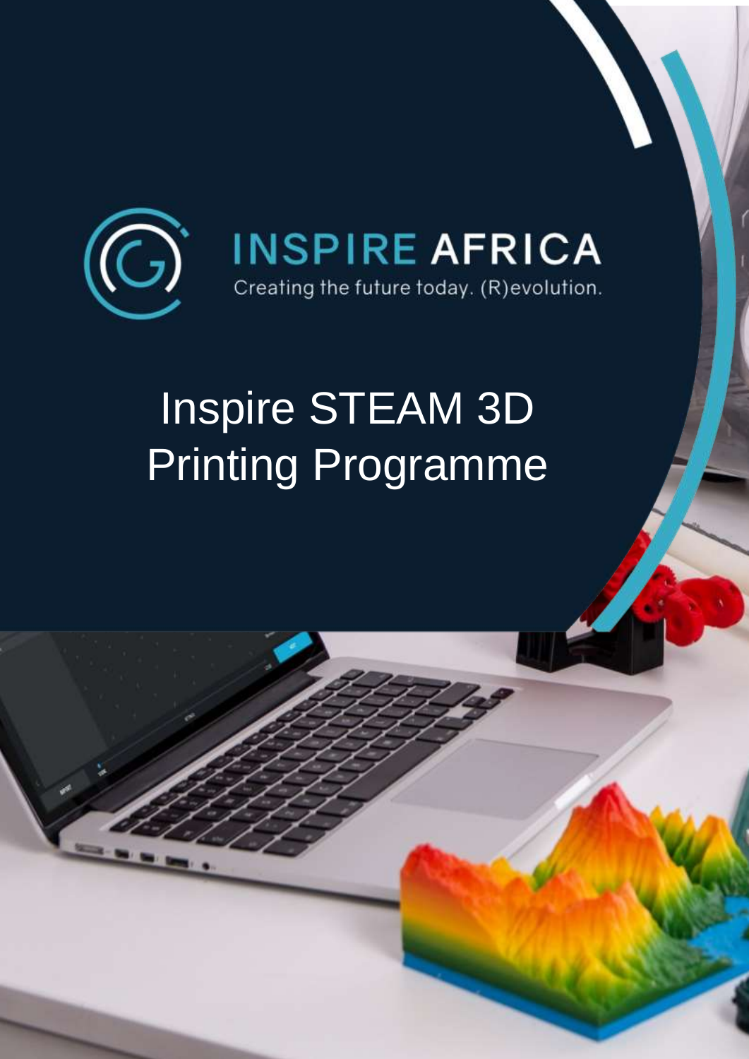INSPIRE AFRICA

Creating the future today. (R)evolution.

# Inspire STEAM 3D Printing Programme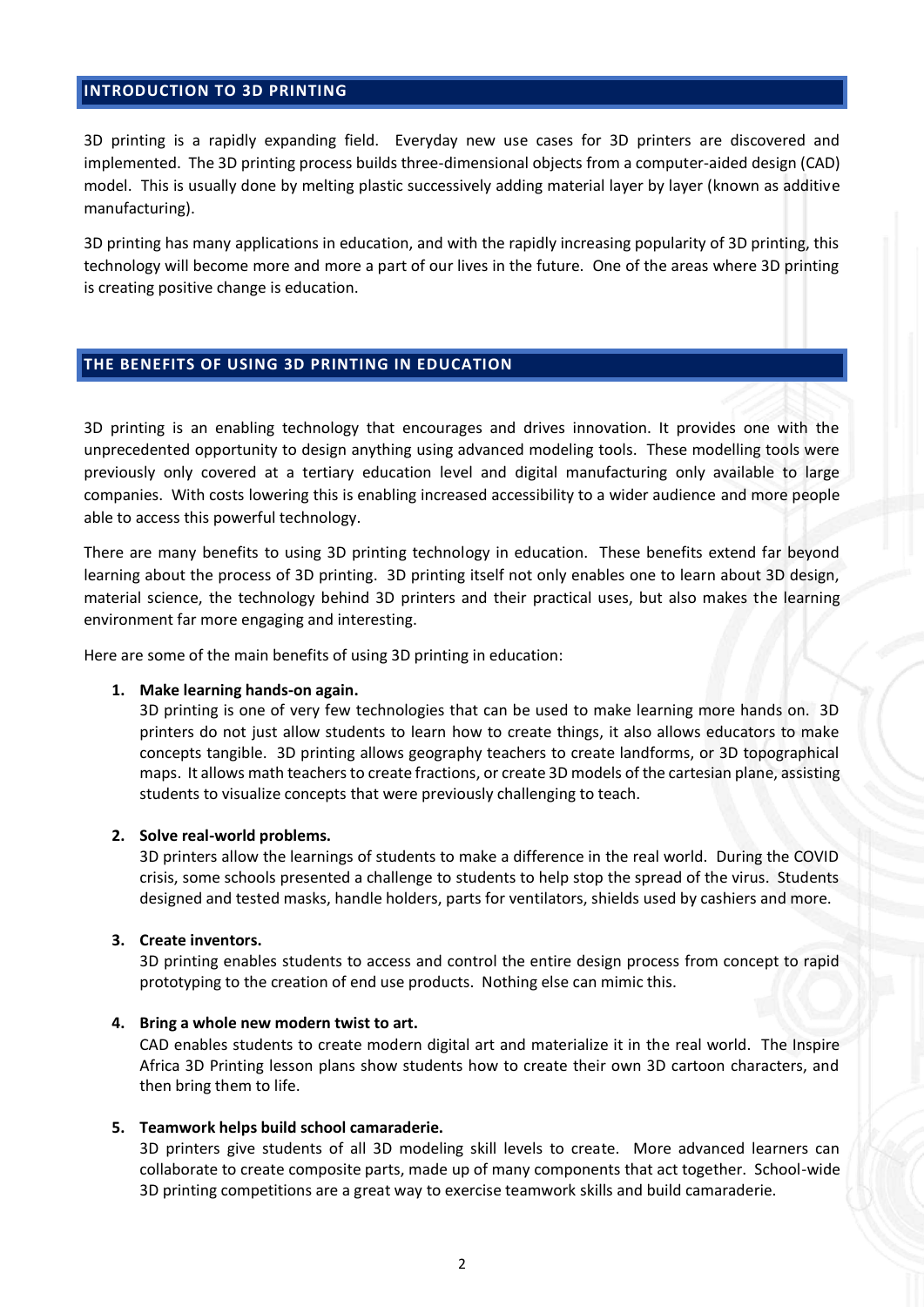## INTRODUCTION TO 3D PRINTING

3D printing is a rapidly expanding field. Everyday new use cases for 3D printers are discovered and implemented. The 3D printing process builds three-dimensional objects from a computer-aided design (CAD) model. This is usually done by melting plastic successively adding material layer by layer (known as additive manufacturing).

3D printing has many applications in education, and with the rapidly increasing popularity of 3D printing, this technology will become more and more a part of our lives in the future. One of the areas where 3D printing is creating positive change is education.

## THE BENEFITS OF USING 3D PRINTING IN EDUCATION

3D printing is an enabling technology that encourages and drives innovation. It provides one with the unprecedented opportunity to design anything using advanced modeling tools. These modelling tools were previously only covered at a tertiary education level and digital manufacturing only available to large companies. With costs lowering this is enabling increased accessibility to a wider audience and more people able to access this powerful technology.

There are many benefits to using 3D printing technology in education. These benefits extend far beyond learning about the process of 3D printing. 3D printing itself not only enables one to learn about 3D design, material science, the technology behind 3D printers and their practical uses, but also makes the learning environment far more engaging and interesting.

Here are some of the main benefits of using 3D printing in education:

1. **Make learning hands-on again.**
   3D printing is one of very few technologies that can be used to make learning more hands on. 3D printers do not just allow students to learn how to create things, it also allows educators to make concepts tangible. 3D printing allows geography teachers to create landforms, or 3D topographical maps. It allows math teachers to create fractions, or create 3D models of the cartesian plane, assisting students to visualize concepts that were previously challenging to teach.

2. **Solve real-world problems.**
   3D printers allow the learnings of students to make a difference in the real world. During the COVID crisis, some schools presented a challenge to students to help stop the spread of the virus. Students designed and tested masks, handle holders, parts for ventilators, shields used by cashiers and more.

3. **Create inventors.**
   3D printing enables students to access and control the entire design process from concept to rapid prototyping to the creation of end use products. Nothing else can mimic this.

4. **Bring a whole new modern twist to art.**
   CAD enables students to create modern digital art and materialize it in the real world. The Inspire Africa 3D Printing lesson plans show students how to create their own 3D cartoon characters, and then bring them to life.

5. **Teamwork helps build school camaraderie.**
   3D printers give students of all 3D modeling skill levels to create. More advanced learners can collaborate to create composite parts, made up of many components that act together. School-wide 3D printing competitions are a great way to exercise teamwork skills and build camaraderie.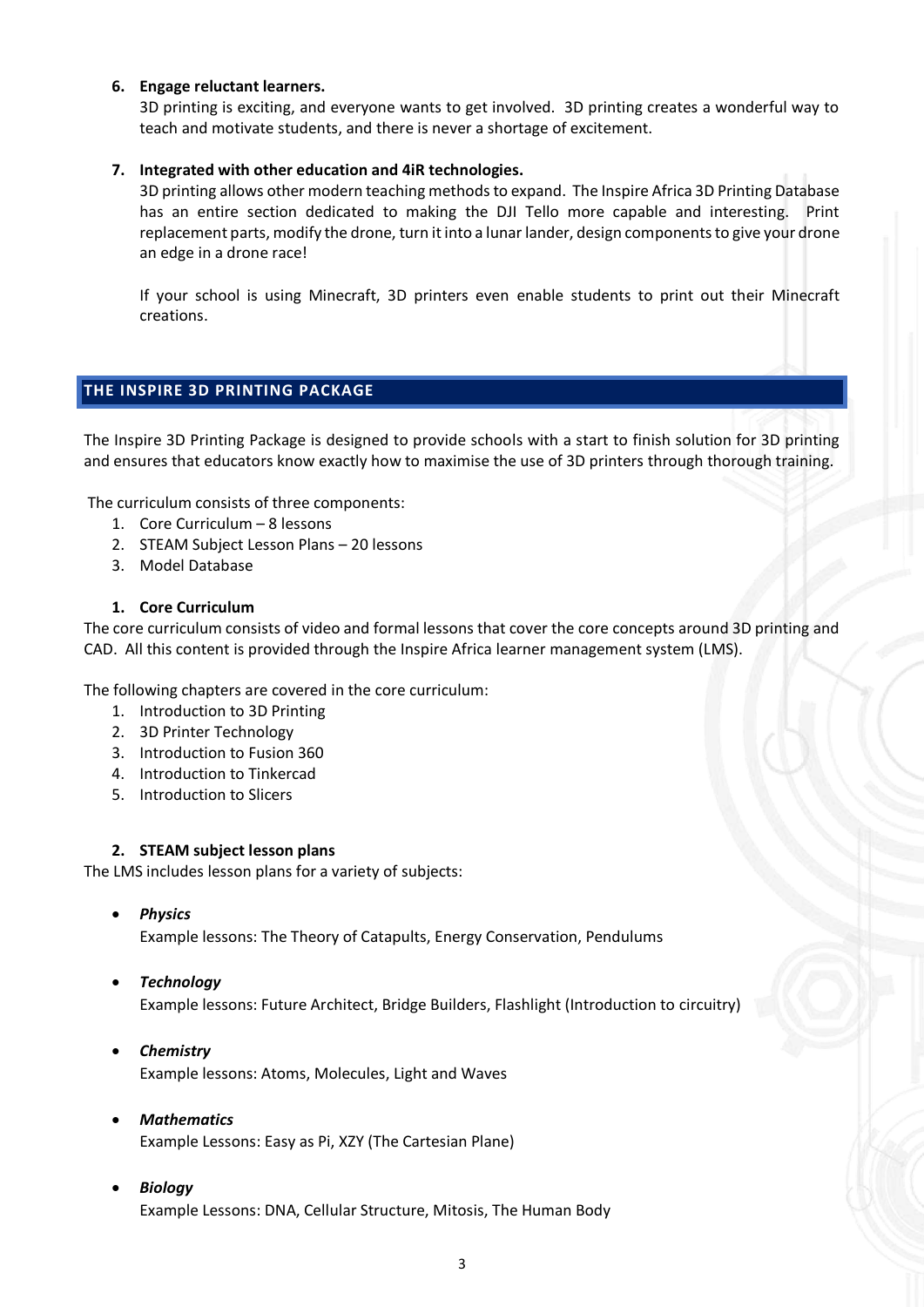6. **Engage reluctant learners.**
   3D printing is exciting, and everyone wants to get involved. 3D printing creates a wonderful way to teach and motivate students, and there is never a shortage of excitement.

7. **Integrated with other education and 4iR technologies.**
   3D printing allows other modern teaching methods to expand. The Inspire Africa 3D Printing Database has an entire section dedicated to making the DJI Tello more capable and interesting. Print replacement parts, modify the drone, turn it into a lunar lander, design components to give your drone an edge in a drone race!

   If your school is using Minecraft, 3D printers even enable students to print out their Minecraft creations.

## THE INSPIRE 3D PRINTING PACKAGE

The Inspire 3D Printing Package is designed to provide schools with a start to finish solution for 3D printing and ensures that educators know exactly how to maximise the use of 3D printers through thorough training.

The curriculum consists of three components:

1. Core Curriculum – 8 lessons
2. STEAM Subject Lesson Plans – 20 lessons
3. Model Database

### 1. Core Curriculum

The core curriculum consists of video and formal lessons that cover the core concepts around 3D printing and CAD. All this content is provided through the Inspire Africa learner management system (LMS).

The following chapters are covered in the core curriculum:

1. Introduction to 3D Printing
2. 3D Printer Technology
3. Introduction to Fusion 360
4. Introduction to Tinkercad
5. Introduction to Slicers

### 2. STEAM subject lesson plans

The LMS includes lesson plans for a variety of subjects:

- ***Physics***
  Example lessons: The Theory of Catapults, Energy Conservation, Pendulums

- ***Technology***
  Example lessons: Future Architect, Bridge Builders, Flashlight (Introduction to circuitry)

- ***Chemistry***
  Example lessons: Atoms, Molecules, Light and Waves

- ***Mathematics***
  Example Lessons: Easy as Pi, XZY (The Cartesian Plane)

- ***Biology***
  Example Lessons: DNA, Cellular Structure, Mitosis, The Human Body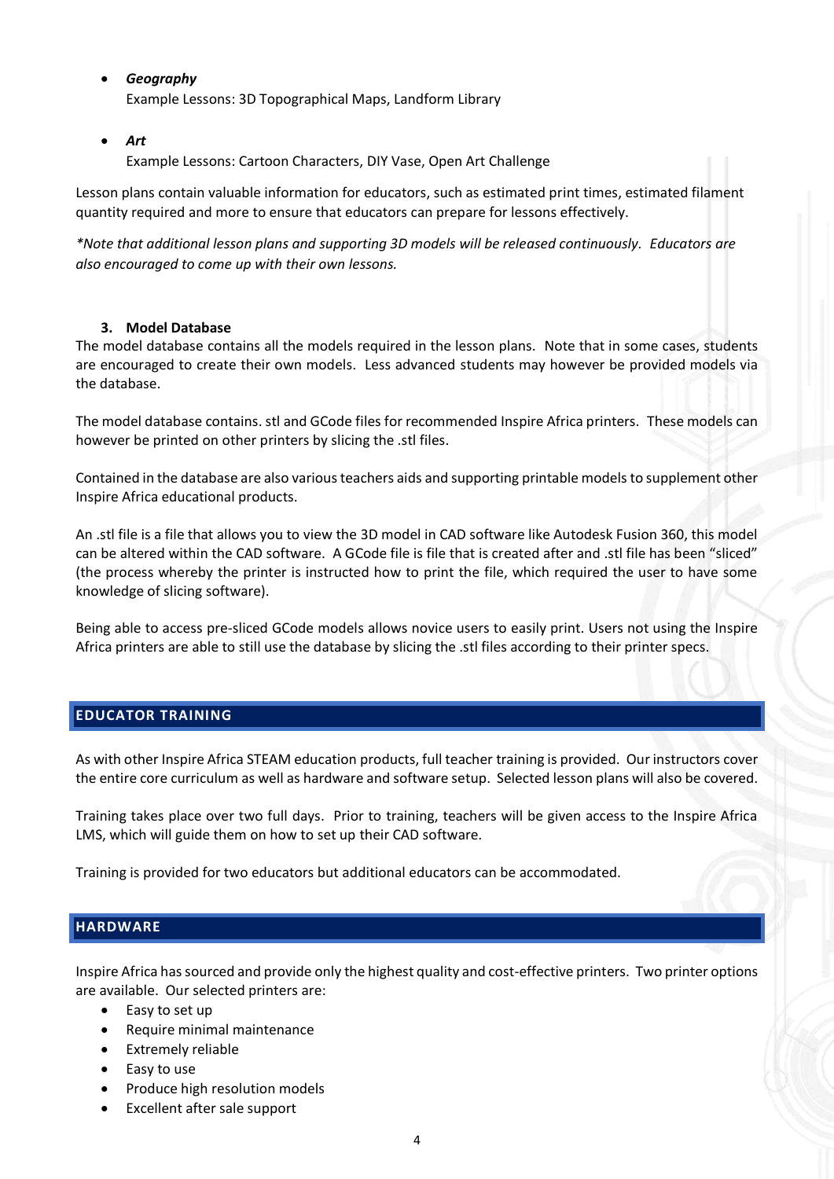- ***Geography***

  Example Lessons: 3D Topographical Maps, Landform Library

- ***Art***

  Example Lessons: Cartoon Characters, DIY Vase, Open Art Challenge

Lesson plans contain valuable information for educators, such as estimated print times, estimated filament quantity required and more to ensure that educators can prepare for lessons effectively.

*\*Note that additional lesson plans and supporting 3D models will be released continuously. Educators are also encouraged to come up with their own lessons.*

### 3. Model Database

The model database contains all the models required in the lesson plans. Note that in some cases, students are encouraged to create their own models. Less advanced students may however be provided models via the database.

The model database contains. stl and GCode files for recommended Inspire Africa printers. These models can however be printed on other printers by slicing the .stl files.

Contained in the database are also various teachers aids and supporting printable models to supplement other Inspire Africa educational products.

An .stl file is a file that allows you to view the 3D model in CAD software like Autodesk Fusion 360, this model can be altered within the CAD software. A GCode file is file that is created after and .stl file has been "sliced" (the process whereby the printer is instructed how to print the file, which required the user to have some knowledge of slicing software).

Being able to access pre-sliced GCode models allows novice users to easily print. Users not using the Inspire Africa printers are able to still use the database by slicing the .stl files according to their printer specs.

## EDUCATOR TRAINING

As with other Inspire Africa STEAM education products, full teacher training is provided. Our instructors cover the entire core curriculum as well as hardware and software setup. Selected lesson plans will also be covered.

Training takes place over two full days. Prior to training, teachers will be given access to the Inspire Africa LMS, which will guide them on how to set up their CAD software.

Training is provided for two educators but additional educators can be accommodated.

## HARDWARE

Inspire Africa has sourced and provide only the highest quality and cost-effective printers. Two printer options are available. Our selected printers are:

- Easy to set up
- Require minimal maintenance
- Extremely reliable
- Easy to use
- Produce high resolution models
- Excellent after sale support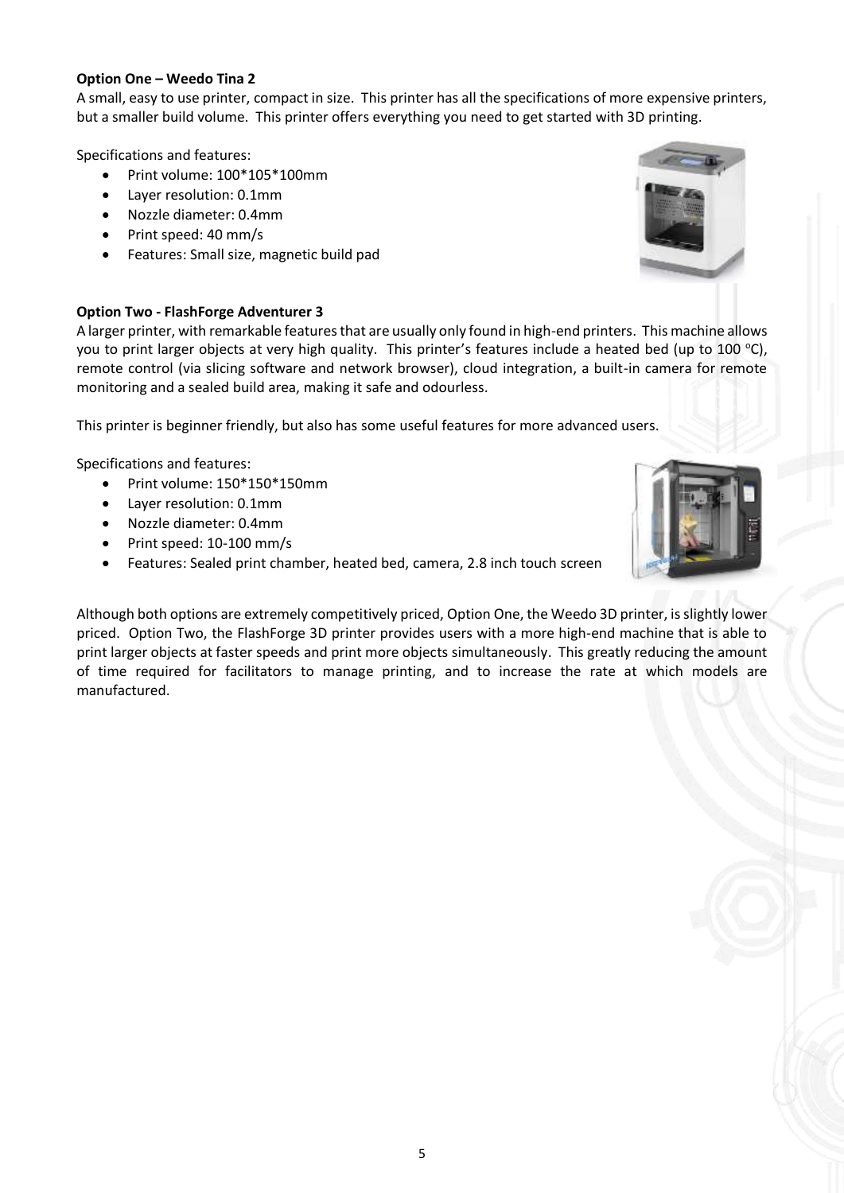**Option One – Weedo Tina 2**

A small, easy to use printer, compact in size. This printer has all the specifications of more expensive printers, but a smaller build volume. This printer offers everything you need to get started with 3D printing.

Specifications and features:

- Print volume: 100*105*100mm
- Layer resolution: 0.1mm
- Nozzle diameter: 0.4mm
- Print speed: 40 mm/s
- Features: Small size, magnetic build pad

**Option Two - FlashForge Adventurer 3**

A larger printer, with remarkable features that are usually only found in high-end printers. This machine allows you to print larger objects at very high quality. This printer's features include a heated bed (up to 100 °C), remote control (via slicing software and network browser), cloud integration, a built-in camera for remote monitoring and a sealed build area, making it safe and odourless.

This printer is beginner friendly, but also has some useful features for more advanced users.

Specifications and features:

- Print volume: 150*150*150mm
- Layer resolution: 0.1mm
- Nozzle diameter: 0.4mm
- Print speed: 10-100 mm/s
- Features: Sealed print chamber, heated bed, camera, 2.8 inch touch screen

Although both options are extremely competitively priced, Option One, the Weedo 3D printer, is slightly lower priced. Option Two, the FlashForge 3D printer provides users with a more high-end machine that is able to print larger objects at faster speeds and print more objects simultaneously. This greatly reducing the amount of time required for facilitators to manage printing, and to increase the rate at which models are manufactured.